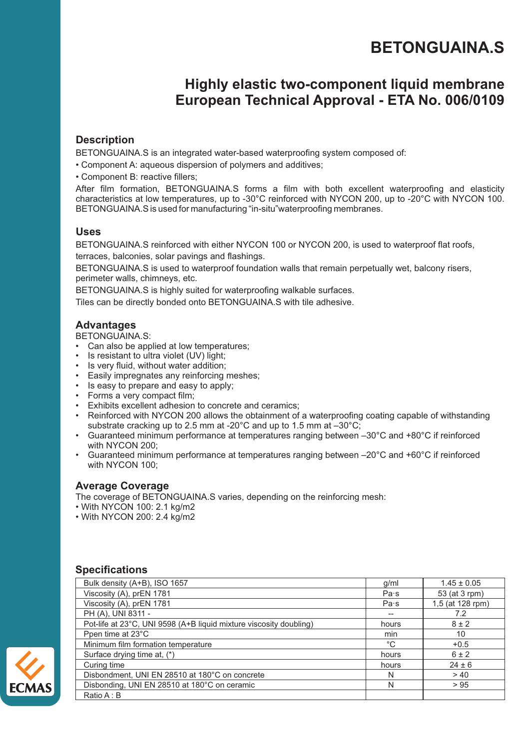# BETONGUAINA.S

## Highly elastic two-component liquid membrane European Technical Approval - ETA No. 006/0109

### Description

BETONGUAINA.S is an integrated water-based waterproofing system composed of:

• Component A: aqueous dispersion of polymers and additives;

• Component B: reactive fillers;

After film formation, BETONGUAINA.S forms a film with both excellent waterproofing and elasticity characteristics at low temperatures, up to -30°C reinforced with NYCON 200, up to -20°C with NYCON 100. BETONGUAINA.S is used for manufacturing "in-situ"waterproofing membranes.

### Uses

BETONGUAINA.S reinforced with either NYCON 100 or NYCON 200, is used to waterproof flat roofs, terraces, balconies, solar pavings and flashings.

BETONGUAINA.S is used to waterproof foundation walls that remain perpetually wet, balcony risers, perimeter walls, chimneys, etc.

BETONGUAINA.S is highly suited for waterproofing walkable surfaces.

Tiles can be directly bonded onto BETONGUAINA.S with tile adhesive.

### Advantages

BETONGUAINA.S:

- Can also be applied at low temperatures;
- Is resistant to ultra violet (UV) light;
- Is very fluid, without water addition;
- Easily impregnates any reinforcing meshes;
- Is easy to prepare and easy to apply;
- Forms a very compact film;
- Exhibits excellent adhesion to concrete and ceramics;
- Reinforced with NYCON 200 allows the obtainment of a waterproofing coating capable of withstanding substrate cracking up to 2.5 mm at -20°C and up to 1.5 mm at –30°C;
- Guaranteed minimum performance at temperatures ranging between –30°C and +80°C if reinforced with NYCON 200;
- Guaranteed minimum performance at temperatures ranging between –20°C and +60°C if reinforced with NYCON 100;

### Average Coverage

The coverage of BETONGUAINA.S varies, depending on the reinforcing mesh:

• With NYCON 100: 2.1 kg/m2

• With NYCON 200: 2.4 kg/m2

### Specifications

| | | |
|---|---|---|
| Bulk density (A+B), ISO 1657 | g/ml | 1.45 ± 0.05 |
| Viscosity (A), prEN 1781 | Pa·s | 53 (at 3 rpm) |
| Viscosity (A), prEN 1781 | Pa·s | 1,5 (at 128 rpm) |
| PH (A), UNI 8311 - | -- | 7.2 |
| Pot-life at 23°C, UNI 9598 (A+B liquid mixture viscosity doubling) | hours | 8 ± 2 |
| Ppen time at 23°C | min | 10 |
| Minimum film formation temperature | °C | +0.5 |
| Surface drying time at, (*) | hours | 6 ± 2 |
| Curing time | hours | 24 ± 6 |
| Disbondment, UNI EN 28510 at 180°C on concrete | N | > 40 |
| Disbonding, UNI EN 28510 at 180°C on ceramic | N | > 95 |
| Ratio A : B | | |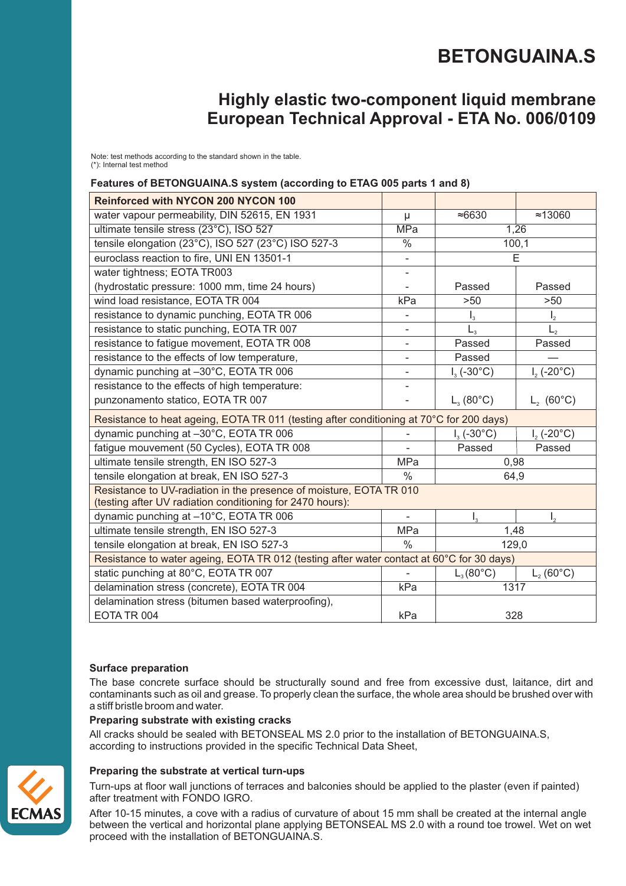# BETONGUAINA.S

## Highly elastic two-component liquid membrane
## European Technical Approval - ETA No. 006/0109

Note: test methods according to the standard shown in the table.
(*): Internal test method

**Features of BETONGUAINA.S system (according to ETAG 005 parts 1 and 8)**

| **Reinforced with NYCON 200 NYCON 100** | | | |
|---|---|---|---|
| water vapour permeability, DIN 52615, EN 1931 | μ | ≈6630 | ≈13060 |
| ultimate tensile stress (23°C), ISO 527 | MPa | 1,26 | |
| tensile elongation (23°C), ISO 527 (23°C) ISO 527-3 | % | 100,1 | |
| euroclass reaction to fire, UNI EN 13501-1 | - | E | |
| water tightness; EOTA TR003 (hydrostatic pressure: 1000 mm, time 24 hours) | - | Passed | Passed |
| wind load resistance, EOTA TR 004 | kPa | >50 | >50 |
| resistance to dynamic punching, EOTA TR 006 | - | $I_3$ | $I_2$ |
| resistance to static punching, EOTA TR 007 | - | $L_3$ | $L_2$ |
| resistance to fatigue movement, EOTA TR 008 | - | Passed | Passed |
| resistance to the effects of low temperature, | - | Passed | — |
| dynamic punching at –30°C, EOTA TR 006 | - | $I_3$ (-30°C) | $I_2$ (-20°C) |
| resistance to the effects of high temperature: punzonamento statico, EOTA TR 007 | - | $L_3$ (80°C) | $L_2$ (60°C) |
| Resistance to heat ageing, EOTA TR 011 (testing after conditioning at 70°C for 200 days) | | | |
| dynamic punching at –30°C, EOTA TR 006 | - | $I_3$ (-30°C) | $I_2$ (-20°C) |
| fatigue mouvement (50 Cycles), EOTA TR 008 | - | Passed | Passed |
| ultimate tensile strength, EN ISO 527-3 | MPa | 0,98 | |
| tensile elongation at break, EN ISO 527-3 | % | 64,9 | |
| Resistance to UV-radiation in the presence of moisture, EOTA TR 010 (testing after UV radiation conditioning for 2470 hours): | | | |
| dynamic punching at –10°C, EOTA TR 006 | - | $I_3$ | $I_2$ |
| ultimate tensile strength, EN ISO 527-3 | MPa | 1,48 | |
| tensile elongation at break, EN ISO 527-3 | % | 129,0 | |
| Resistance to water ageing, EOTA TR 012 (testing after water contact at 60°C for 30 days) | | | |
| static punching at 80°C, EOTA TR 007 | - | $L_3$ (80°C) | $L_2$ (60°C) |
| delamination stress (concrete), EOTA TR 004 | kPa | 1317 | |
| delamination stress (bitumen based waterproofing), EOTA TR 004 | kPa | 328 | |

**Surface preparation**

The base concrete surface should be structurally sound and free from excessive dust, laitance, dirt and contaminants such as oil and grease. To properly clean the surface, the whole area should be brushed over with a stiff bristle broom and water.

**Preparing substrate with existing cracks**

All cracks should be sealed with BETONSEAL MS 2.0 prior to the installation of BETONGUAINA.S, according to instructions provided in the specific Technical Data Sheet,

**Preparing the substrate at vertical turn-ups**

Turn-ups at floor wall junctions of terraces and balconies should be applied to the plaster (even if painted) after treatment with FONDO IGRO.

After 10-15 minutes, a cove with a radius of curvature of about 15 mm shall be created at the internal angle between the vertical and horizontal plane applying BETONSEAL MS 2.0 with a round toe trowel. Wet on wet proceed with the installation of BETONGUAINA.S.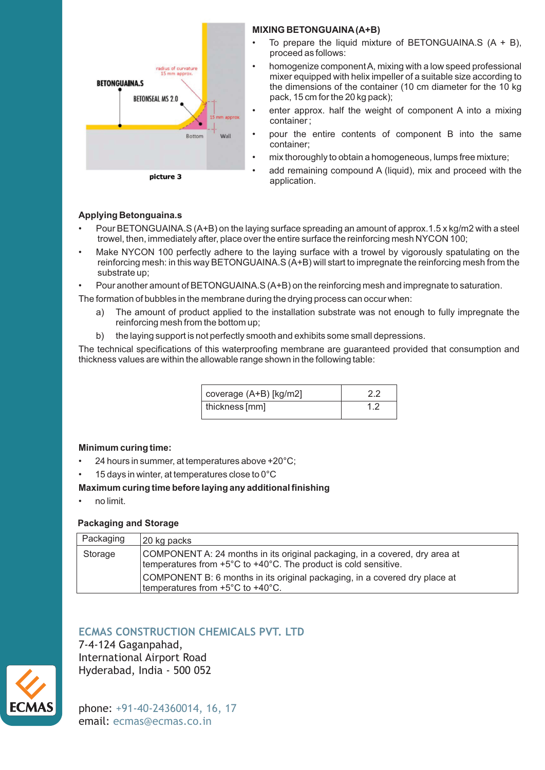BETONGUAINA.S

BETONSEAL MS 2.0

radius of curvature
15 mm approx.

15 mm approx.

Bottom

Wall

picture 3

## MIXING BETONGUAINA (A+B)

- To prepare the liquid mixture of BETONGUAINA.S (A + B), proceed as follows:
- homogenize component A, mixing with a low speed professional mixer equipped with helix impeller of a suitable size according to the dimensions of the container (10 cm diameter for the 10 kg pack, 15 cm for the 20 kg pack);
- enter approx. half the weight of component A into a mixing container ;
- pour the entire contents of component B into the same container;
- mix thoroughly to obtain a homogeneous, lumps free mixture;
- add remaining compound A (liquid), mix and proceed with the application.

## Applying Betonguaina.s

- Pour BETONGUAINA.S (A+B) on the laying surface spreading an amount of approx.1.5 x kg/m2 with a steel trowel, then, immediately after, place over the entire surface the reinforcing mesh NYCON 100;
- Make NYCON 100 perfectly adhere to the laying surface with a trowel by vigorously spatulating on the reinforcing mesh: in this way BETONGUAINA.S (A+B) will start to impregnate the reinforcing mesh from the substrate up;
- Pour another amount of BETONGUAINA.S (A+B) on the reinforcing mesh and impregnate to saturation.

The formation of bubbles in the membrane during the drying process can occur when:

a) The amount of product applied to the installation substrate was not enough to fully impregnate the reinforcing mesh from the bottom up;

b) the laying support is not perfectly smooth and exhibits some small depressions.

The technical specifications of this waterproofing membrane are guaranteed provided that consumption and thickness values are within the allowable range shown in the following table:

| | |
|---|---|
| coverage (A+B) [kg/m2] | 2.2 |
| thickness [mm] | 1.2 |

**Minimum curing time:**

- 24 hours in summer, at temperatures above +20°C;
- 15 days in winter, at temperatures close to 0°C

**Maximum curing time before laying any additional finishing**

- no limit.

## Packaging and Storage

| | |
|---|---|
| Packaging | 20 kg packs |
| Storage | COMPONENT A: 24 months in its original packaging, in a covered, dry area at temperatures from +5°C to +40°C. The product is cold sensitive.<br>COMPONENT B: 6 months in its original packaging, in a covered dry place at temperatures from +5°C to +40°C. |

**ECMAS CONSTRUCTION CHEMICALS PVT. LTD**
7-4-124 Gaganpahad,
International Airport Road
Hyderabad, India - 500 052

phone: +91-40-24360014, 16, 17
email: ecmas@ecmas.co.in

ECMAS